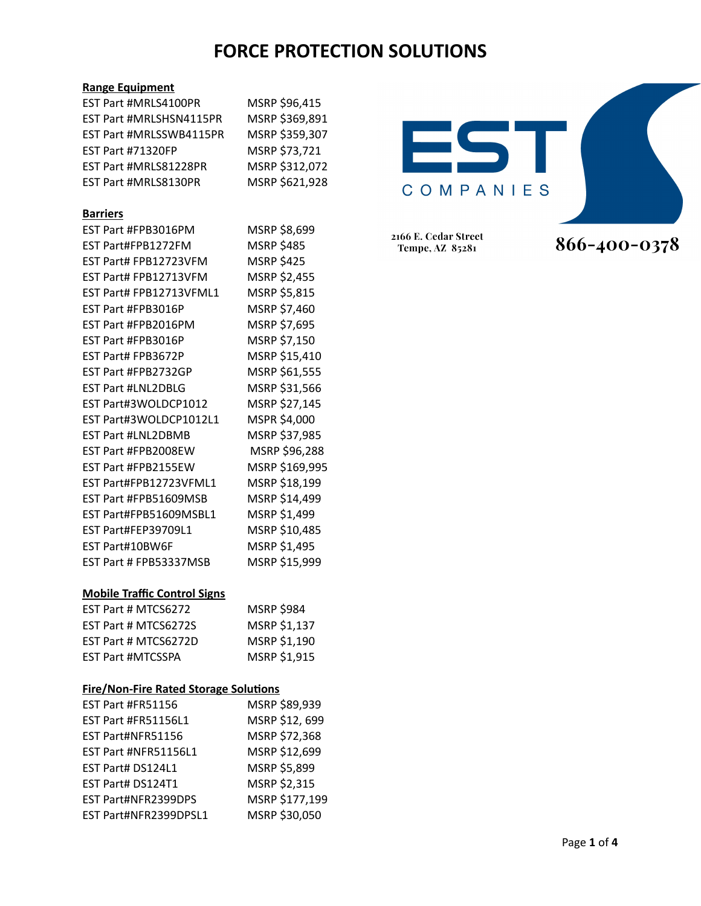# FORCE PROTECTION SOLUTIONS

EST COMPANIES

2166 E. Cedar Street
Tempe, AZ 85281

866-400-0378

**Range Equipment**

| | |
|---|---|
| EST Part #MRLS4100PR | MSRP $96,415 |
| EST Part #MRLSHSN4115PR | MSRP $369,891 |
| EST Part #MRLSSWB4115PR | MSRP $359,307 |
| EST Part #71320FP | MSRP $73,721 |
| EST Part #MRLS81228PR | MSRP $312,072 |
| EST Part #MRLS8130PR | MSRP $621,928 |

**Barriers**

| | |
|---|---|
| EST Part #FPB3016PM | MSRP $8,699 |
| EST Part#FPB1272FM | MSRP $485 |
| EST Part# FPB12723VFM | MSRP $425 |
| EST Part# FPB12713VFM | MSRP $2,455 |
| EST Part# FPB12713VFML1 | MSRP $5,815 |
| EST Part #FPB3016P | MSRP $7,460 |
| EST Part #FPB2016PM | MSRP $7,695 |
| EST Part #FPB3016P | MSRP $7,150 |
| EST Part# FPB3672P | MSRP $15,410 |
| EST Part #FPB2732GP | MSRP $61,555 |
| EST Part #LNL2DBLG | MSRP $31,566 |
| EST Part#3WOLDCP1012 | MSRP $27,145 |
| EST Part#3WOLDCP1012L1 | MSPR $4,000 |
| EST Part #LNL2DBMB | MSRP $37,985 |
| EST Part #FPB2008EW | MSRP $96,288 |
| EST Part #FPB2155EW | MSRP $169,995 |
| EST Part#FPB12723VFML1 | MSRP $18,199 |
| EST Part #FPB51609MSB | MSRP $14,499 |
| EST Part#FPB51609MSBL1 | MSRP $1,499 |
| EST Part#FEP39709L1 | MSRP $10,485 |
| EST Part#10BW6F | MSRP $1,495 |
| EST Part # FPB53337MSB | MSRP $15,999 |

**Mobile Traffic Control Signs**

| | |
|---|---|
| EST Part # MTCS6272 | MSRP $984 |
| EST Part # MTCS6272S | MSRP $1,137 |
| EST Part # MTCS6272D | MSRP $1,190 |
| EST Part #MTCSSPA | MSRP $1,915 |

**Fire/Non-Fire Rated Storage Solutions**

| | |
|---|---|
| EST Part #FR51156 | MSRP $89,939 |
| EST Part #FR51156L1 | MSRP $12, 699 |
| EST Part#NFR51156 | MSRP $72,368 |
| EST Part #NFR51156L1 | MSRP $12,699 |
| EST Part# DS124L1 | MSRP $5,899 |
| EST Part# DS124T1 | MSRP $2,315 |
| EST Part#NFR2399DPS | MSRP $177,199 |
| EST Part#NFR2399DPSL1 | MSRP $30,050 |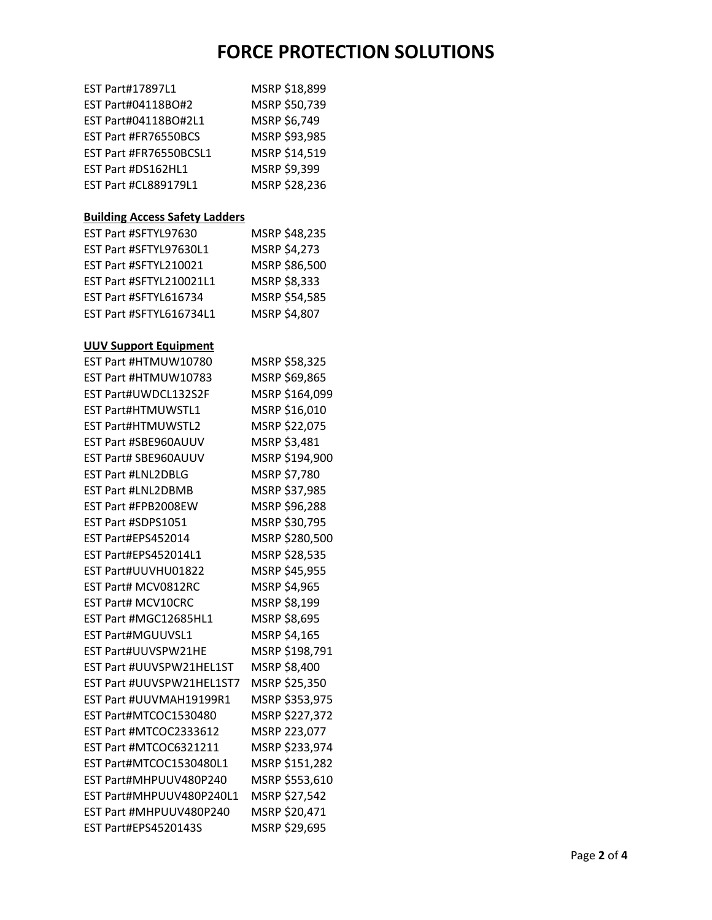# FORCE PROTECTION SOLUTIONS

EST Part#17897L1 MSRP $18,899
EST Part#04118BO#2 MSRP $50,739
EST Part#04118BO#2L1 MSRP $6,749
EST Part #FR76550BCS MSRP $93,985
EST Part #FR76550BCSL1 MSRP $14,519
EST Part #DS162HL1 MSRP $9,399
EST Part #CL889179L1 MSRP $28,236

**Building Access Safety Ladders**

EST Part #SFTYL97630 MSRP $48,235
EST Part #SFTYL97630L1 MSRP $4,273
EST Part #SFTYL210021 MSRP $86,500
EST Part #SFTYL210021L1 MSRP $8,333
EST Part #SFTYL616734 MSRP $54,585
EST Part #SFTYL616734L1 MSRP $4,807

**UUV Support Equipment**

EST Part #HTMUW10780 MSRP $58,325
EST Part #HTMUW10783 MSRP $69,865
EST Part#UWDCL132S2F MSRP $164,099
EST Part#HTMUWSTL1 MSRP $16,010
EST Part#HTMUWSTL2 MSRP $22,075
EST Part #SBE960AUUV MSRP $3,481
EST Part# SBE960AUUV MSRP $194,900
EST Part #LNL2DBLG MSRP $7,780
EST Part #LNL2DBMB MSRP $37,985
EST Part #FPB2008EW MSRP $96,288
EST Part #SDPS1051 MSRP $30,795
EST Part#EPS452014 MSRP $280,500
EST Part#EPS452014L1 MSRP $28,535
EST Part#UUVHU01822 MSRP $45,955
EST Part# MCV0812RC MSRP $4,965
EST Part# MCV10CRC MSRP $8,199
EST Part #MGC12685HL1 MSRP $8,695
EST Part#MGUUVSL1 MSRP $4,165
EST Part#UUVSPW21HE MSRP $198,791
EST Part #UUVSPW21HEL1ST MSRP $8,400
EST Part #UUVSPW21HEL1ST7 MSRP $25,350
EST Part #UUVMAH19199R1 MSRP $353,975
EST Part#MTCOC1530480 MSRP $227,372
EST Part #MTCOC2333612 MSRP 223,077
EST Part #MTCOC6321211 MSRP $233,974
EST Part#MTCOC1530480L1 MSRP $151,282
EST Part#MHPUUV480P240 MSRP $553,610
EST Part#MHPUUV480P240L1 MSRP $27,542
EST Part #MHPUUV480P240 MSRP $20,471
EST Part#EPS4520143S MSRP $29,695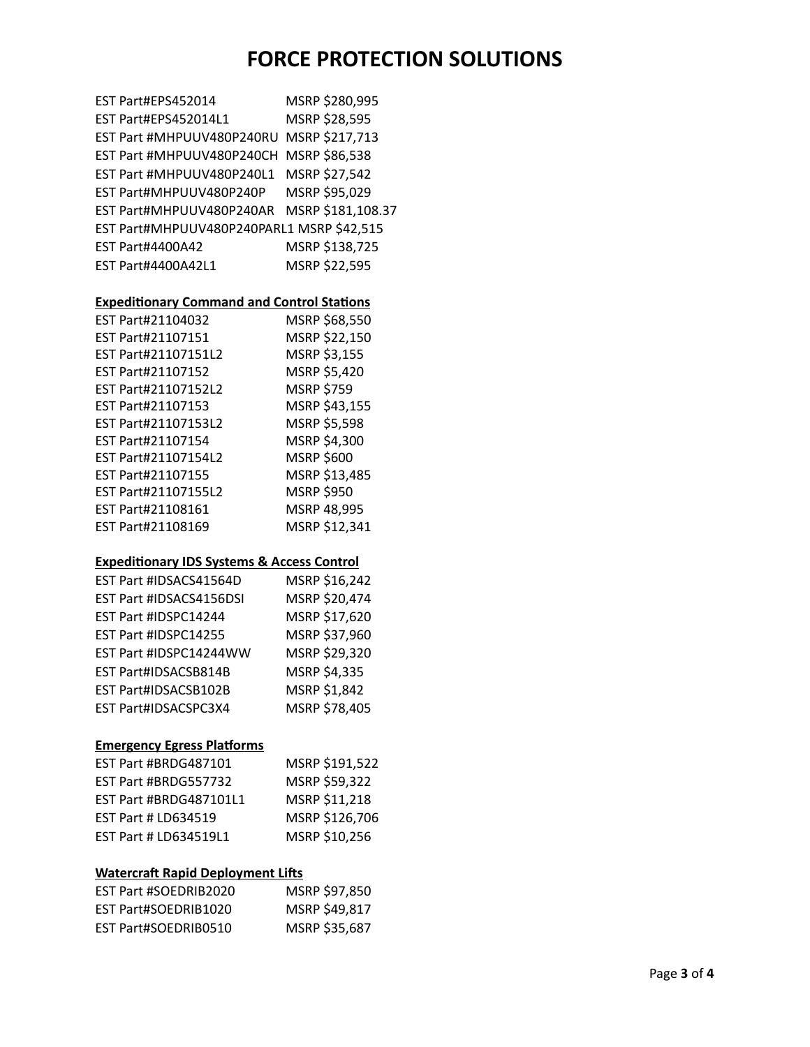# FORCE PROTECTION SOLUTIONS

EST Part#EPS452014 MSRP $280,995
EST Part#EPS452014L1 MSRP $28,595
EST Part #MHPUUV480P240RU MSRP $217,713
EST Part #MHPUUV480P240CH MSRP $86,538
EST Part #MHPUUV480P240L1 MSRP $27,542
EST Part#MHPUUV480P240P MSRP $95,029
EST Part#MHPUUV480P240AR MSRP $181,108.37
EST Part#MHPUUV480P240PARL1 MSRP $42,515
EST Part#4400A42 MSRP $138,725
EST Part#4400A42L1 MSRP $22,595

**Expeditionary Command and Control Stations**

EST Part#21104032 MSRP $68,550
EST Part#21107151 MSRP $22,150
EST Part#21107151L2 MSRP $3,155
EST Part#21107152 MSRP $5,420
EST Part#21107152L2 MSRP $759
EST Part#21107153 MSRP $43,155
EST Part#21107153L2 MSRP $5,598
EST Part#21107154 MSRP $4,300
EST Part#21107154L2 MSRP $600
EST Part#21107155 MSRP $13,485
EST Part#21107155L2 MSRP $950
EST Part#21108161 MSRP 48,995
EST Part#21108169 MSRP $12,341

**Expeditionary IDS Systems & Access Control**

EST Part #IDSACS41564D MSRP $16,242
EST Part #IDSACS4156DSI MSRP $20,474
EST Part #IDSPC14244 MSRP $17,620
EST Part #IDSPC14255 MSRP $37,960
EST Part #IDSPC14244WW MSRP $29,320
EST Part#IDSACSB814B MSRP $4,335
EST Part#IDSACSB102B MSRP $1,842
EST Part#IDSACSPC3X4 MSRP $78,405

**Emergency Egress Platforms**

EST Part #BRDG487101 MSRP $191,522
EST Part #BRDG557732 MSRP $59,322
EST Part #BRDG487101L1 MSRP $11,218
EST Part # LD634519 MSRP $126,706
EST Part # LD634519L1 MSRP $10,256

**Watercraft Rapid Deployment Lifts**

EST Part #SOEDRIB2020 MSRP $97,850
EST Part#SOEDRIB1020 MSRP $49,817
EST Part#SOEDRIB0510 MSRP $35,687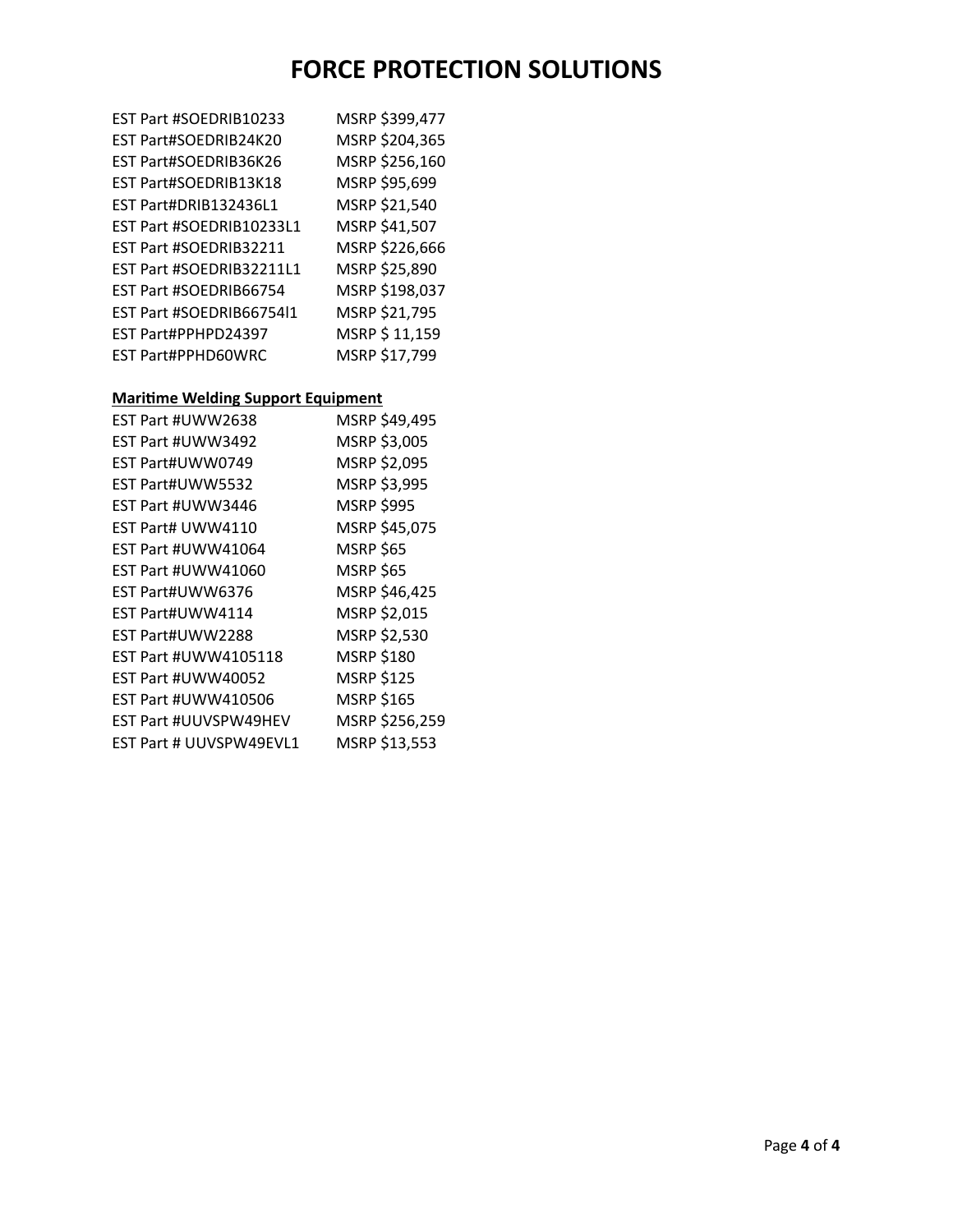# FORCE PROTECTION SOLUTIONS

| | |
|---|---|
| EST Part #SOEDRIB10233 | MSRP $399,477 |
| EST Part#SOEDRIB24K20 | MSRP $204,365 |
| EST Part#SOEDRIB36K26 | MSRP $256,160 |
| EST Part#SOEDRIB13K18 | MSRP $95,699 |
| EST Part#DRIB132436L1 | MSRP $21,540 |
| EST Part #SOEDRIB10233L1 | MSRP $41,507 |
| EST Part #SOEDRIB32211 | MSRP $226,666 |
| EST Part #SOEDRIB32211L1 | MSRP $25,890 |
| EST Part #SOEDRIB66754 | MSRP $198,037 |
| EST Part #SOEDRIB66754l1 | MSRP $21,795 |
| EST Part#PPHPD24397 | MSRP $ 11,159 |
| EST Part#PPHD60WRC | MSRP $17,799 |

**Maritime Welding Support Equipment**

| | |
|---|---|
| EST Part #UWW2638 | MSRP $49,495 |
| EST Part #UWW3492 | MSRP $3,005 |
| EST Part#UWW0749 | MSRP $2,095 |
| EST Part#UWW5532 | MSRP $3,995 |
| EST Part #UWW3446 | MSRP $995 |
| EST Part# UWW4110 | MSRP $45,075 |
| EST Part #UWW41064 | MSRP $65 |
| EST Part #UWW41060 | MSRP $65 |
| EST Part#UWW6376 | MSRP $46,425 |
| EST Part#UWW4114 | MSRP $2,015 |
| EST Part#UWW2288 | MSRP $2,530 |
| EST Part #UWW4105118 | MSRP $180 |
| EST Part #UWW40052 | MSRP $125 |
| EST Part #UWW410506 | MSRP $165 |
| EST Part #UUVSPW49HEV | MSRP $256,259 |
| EST Part # UUVSPW49EVL1 | MSRP $13,553 |